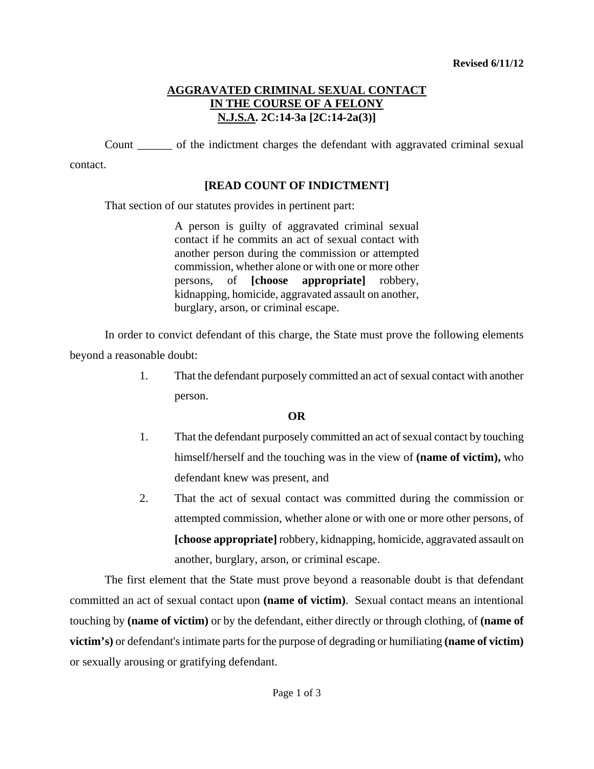**Revised 6/11/12**

# AGGRAVATED CRIMINAL SEXUAL CONTACT IN THE COURSE OF A FELONY N.J.S.A. 2C:14-3a [2C:14-2a(3)]

Count ______ of the indictment charges the defendant with aggravated criminal sexual contact.

**[READ COUNT OF INDICTMENT]**

That section of our statutes provides in pertinent part:

> A person is guilty of aggravated criminal sexual contact if he commits an act of sexual contact with another person during the commission or attempted commission, whether alone or with one or more other persons, of **[choose appropriate]** robbery, kidnapping, homicide, aggravated assault on another, burglary, arson, or criminal escape.

In order to convict defendant of this charge, the State must prove the following elements beyond a reasonable doubt:

1. That the defendant purposely committed an act of sexual contact with another person.

**OR**

1. That the defendant purposely committed an act of sexual contact by touching himself/herself and the touching was in the view of **(name of victim),** who defendant knew was present, and
2. That the act of sexual contact was committed during the commission or attempted commission, whether alone or with one or more other persons, of **[choose appropriate]** robbery, kidnapping, homicide, aggravated assault on another, burglary, arson, or criminal escape.

The first element that the State must prove beyond a reasonable doubt is that defendant committed an act of sexual contact upon **(name of victim)**. Sexual contact means an intentional touching by **(name of victim)** or by the defendant, either directly or through clothing, of **(name of victim's)** or defendant's intimate parts for the purpose of degrading or humiliating **(name of victim)** or sexually arousing or gratifying defendant.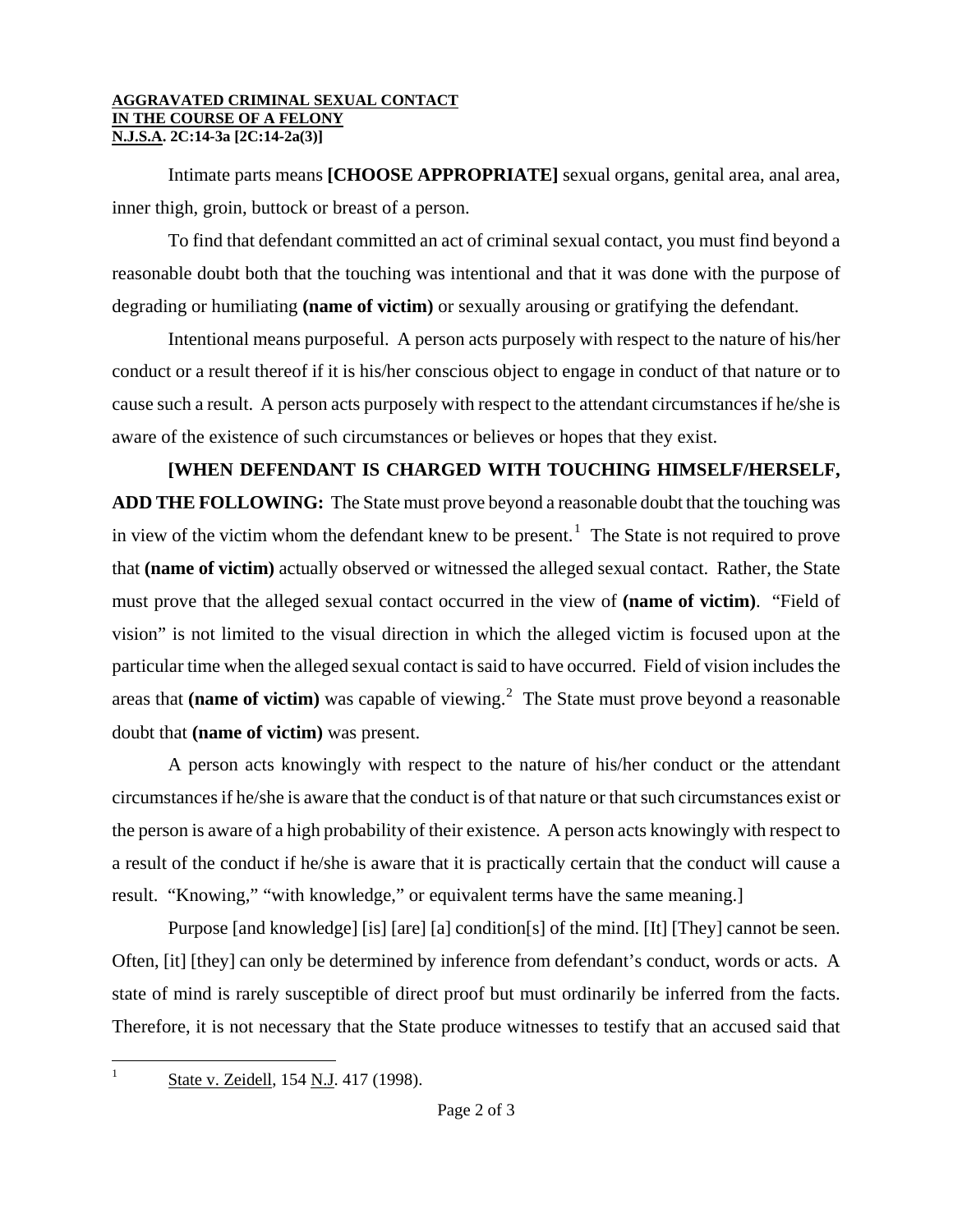**AGGRAVATED CRIMINAL SEXUAL CONTACT**
**IN THE COURSE OF A FELONY**
**N.J.S.A. 2C:14-3a [2C:14-2a(3)]**

Intimate parts means **[CHOOSE APPROPRIATE]** sexual organs, genital area, anal area, inner thigh, groin, buttock or breast of a person.

To find that defendant committed an act of criminal sexual contact, you must find beyond a reasonable doubt both that the touching was intentional and that it was done with the purpose of degrading or humiliating **(name of victim)** or sexually arousing or gratifying the defendant.

Intentional means purposeful. A person acts purposely with respect to the nature of his/her conduct or a result thereof if it is his/her conscious object to engage in conduct of that nature or to cause such a result. A person acts purposely with respect to the attendant circumstances if he/she is aware of the existence of such circumstances or believes or hopes that they exist.

**[WHEN DEFENDANT IS CHARGED WITH TOUCHING HIMSELF/HERSELF, ADD THE FOLLOWING:** The State must prove beyond a reasonable doubt that the touching was in view of the victim whom the defendant knew to be present.[1] The State is not required to prove that **(name of victim)** actually observed or witnessed the alleged sexual contact. Rather, the State must prove that the alleged sexual contact occurred in the view of **(name of victim)**. "Field of vision" is not limited to the visual direction in which the alleged victim is focused upon at the particular time when the alleged sexual contact is said to have occurred. Field of vision includes the areas that **(name of victim)** was capable of viewing.[2] The State must prove beyond a reasonable doubt that **(name of victim)** was present.

A person acts knowingly with respect to the nature of his/her conduct or the attendant circumstances if he/she is aware that the conduct is of that nature or that such circumstances exist or the person is aware of a high probability of their existence. A person acts knowingly with respect to a result of the conduct if he/she is aware that it is practically certain that the conduct will cause a result. "Knowing," "with knowledge," or equivalent terms have the same meaning.]

Purpose [and knowledge] [is] [are] [a] condition[s] of the mind. [It] [They] cannot be seen. Often, [it] [they] can only be determined by inference from defendant's conduct, words or acts. A state of mind is rarely susceptible of direct proof but must ordinarily be inferred from the facts. Therefore, it is not necessary that the State produce witnesses to testify that an accused said that

---

[1] State v. Zeidell, 154 N.J. 417 (1998).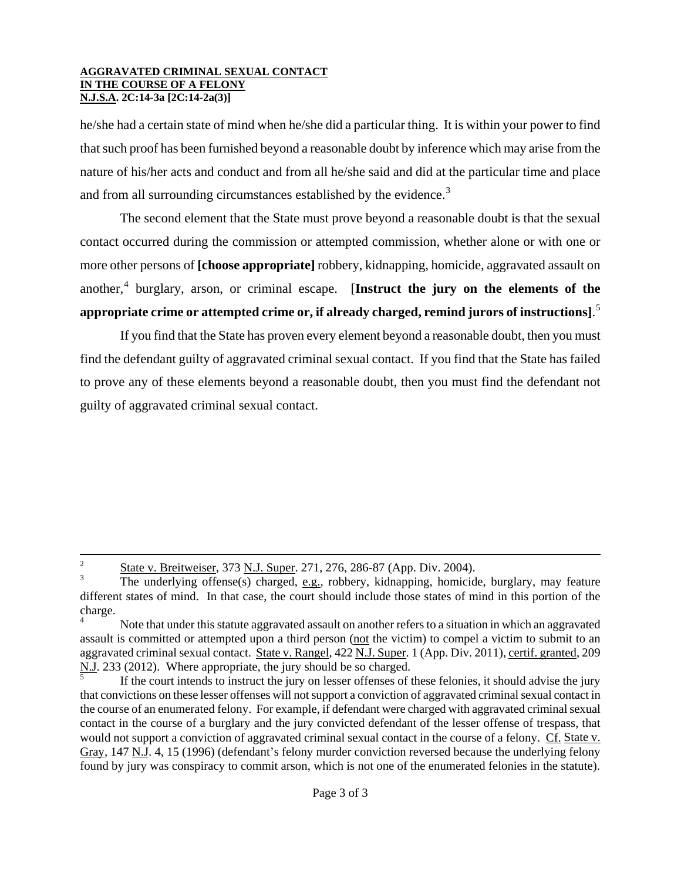he/she had a certain state of mind when he/she did a particular thing. It is within your power to find that such proof has been furnished beyond a reasonable doubt by inference which may arise from the nature of his/her acts and conduct and from all he/she said and did at the particular time and place and from all surrounding circumstances established by the evidence.[3]

The second element that the State must prove beyond a reasonable doubt is that the sexual contact occurred during the commission or attempted commission, whether alone or with one or more other persons of **[choose appropriate]** robbery, kidnapping, homicide, aggravated assault on another,[4] burglary, arson, or criminal escape. [**Instruct the jury on the elements of the appropriate crime or attempted crime or, if already charged, remind jurors of instructions]**.[5]

If you find that the State has proven every element beyond a reasonable doubt, then you must find the defendant guilty of aggravated criminal sexual contact. If you find that the State has failed to prove any of these elements beyond a reasonable doubt, then you must find the defendant not guilty of aggravated criminal sexual contact.

---

[2] State v. Breitweiser, 373 N.J. Super. 271, 276, 286-87 (App. Div. 2004).

[3] The underlying offense(s) charged, e.g., robbery, kidnapping, homicide, burglary, may feature different states of mind. In that case, the court should include those states of mind in this portion of the charge.

[4] Note that under this statute aggravated assault on another refers to a situation in which an aggravated assault is committed or attempted upon a third person (not the victim) to compel a victim to submit to an aggravated criminal sexual contact. State v. Rangel, 422 N.J. Super. 1 (App. Div. 2011), certif. granted, 209 N.J. 233 (2012). Where appropriate, the jury should be so charged.

[5] If the court intends to instruct the jury on lesser offenses of these felonies, it should advise the jury that convictions on these lesser offenses will not support a conviction of aggravated criminal sexual contact in the course of an enumerated felony. For example, if defendant were charged with aggravated criminal sexual contact in the course of a burglary and the jury convicted defendant of the lesser offense of trespass, that would not support a conviction of aggravated criminal sexual contact in the course of a felony. Cf. State v. Gray, 147 N.J. 4, 15 (1996) (defendant's felony murder conviction reversed because the underlying felony found by jury was conspiracy to commit arson, which is not one of the enumerated felonies in the statute).